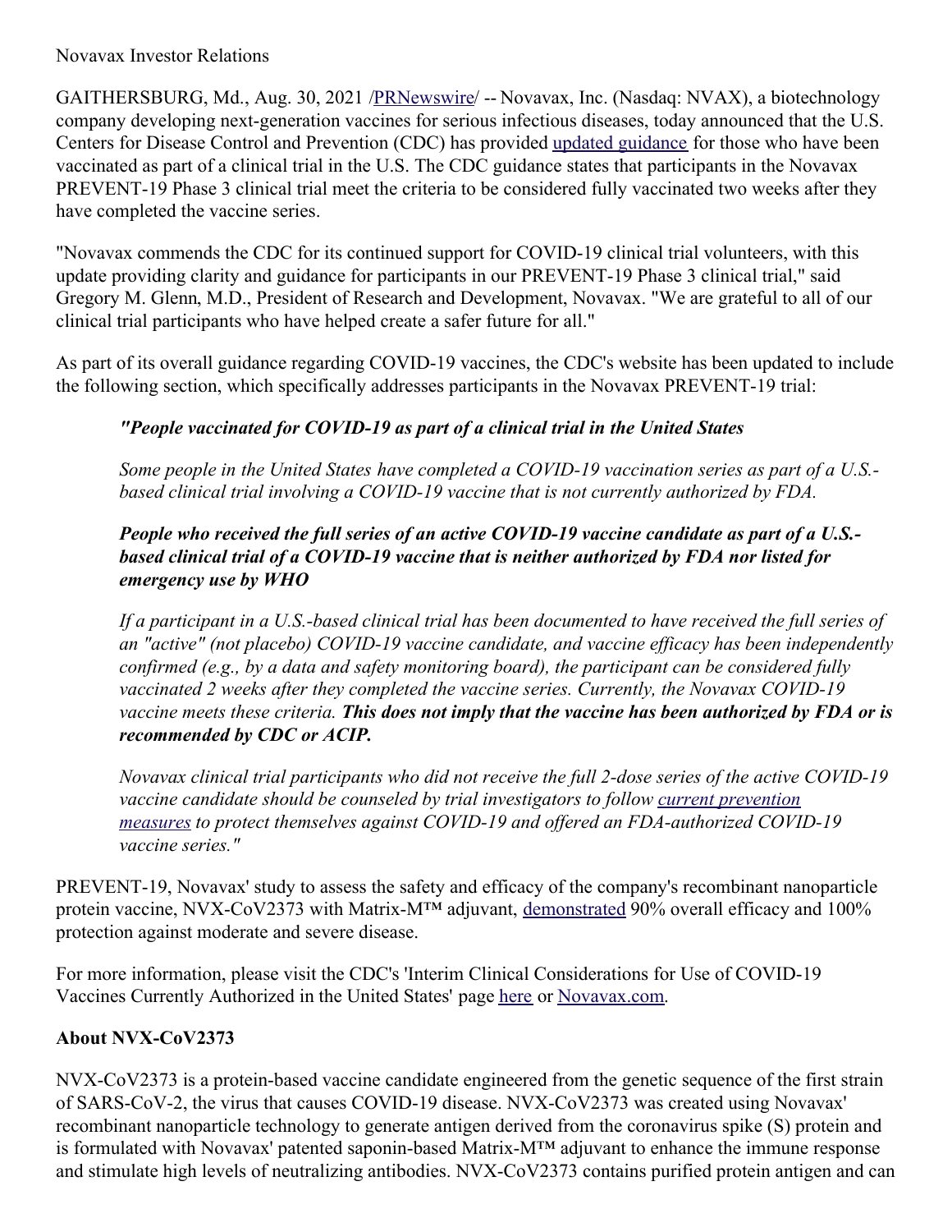Novavax Investor Relations

GAITHERSBURG, Md., Aug. 30, 2021 /PRNewswire/ -- Novavax, Inc. (Nasdaq: NVAX), a biotechnology company developing next-generation vaccines for serious infectious diseases, today announced that the U.S. Centers for Disease Control and Prevention (CDC) has provided updated guidance for those who have been vaccinated as part of a clinical trial in the U.S. The CDC guidance states that participants in the Novavax PREVENT-19 Phase 3 clinical trial meet the criteria to be considered fully vaccinated two weeks after they have completed the vaccine series.

"Novavax commends the CDC for its continued support for COVID-19 clinical trial volunteers, with this update providing clarity and guidance for participants in our PREVENT-19 Phase 3 clinical trial," said Gregory M. Glenn, M.D., President of Research and Development, Novavax. "We are grateful to all of our clinical trial participants who have helped create a safer future for all."

As part of its overall guidance regarding COVID-19 vaccines, the CDC's website has been updated to include the following section, which specifically addresses participants in the Novavax PREVENT-19 trial:

> ***"People vaccinated for COVID-19 as part of a clinical trial in the United States***
>
> *Some people in the United States have completed a COVID-19 vaccination series as part of a U.S.-based clinical trial involving a COVID-19 vaccine that is not currently authorized by FDA.*
>
> ***People who received the full series of an active COVID-19 vaccine candidate as part of a U.S.-based clinical trial of a COVID-19 vaccine that is neither authorized by FDA nor listed for emergency use by WHO***
>
> *If a participant in a U.S.-based clinical trial has been documented to have received the full series of an "active" (not placebo) COVID-19 vaccine candidate, and vaccine efficacy has been independently confirmed (e.g., by a data and safety monitoring board), the participant can be considered fully vaccinated 2 weeks after they completed the vaccine series. Currently, the Novavax COVID-19 vaccine meets these criteria.* ***This does not imply that the vaccine has been authorized by FDA or is recommended by CDC or ACIP.***
>
> *Novavax clinical trial participants who did not receive the full 2-dose series of the active COVID-19 vaccine candidate should be counseled by trial investigators to follow current prevention measures to protect themselves against COVID-19 and offered an FDA-authorized COVID-19 vaccine series."*

PREVENT-19, Novavax' study to assess the safety and efficacy of the company's recombinant nanoparticle protein vaccine, NVX-CoV2373 with Matrix-M™ adjuvant, demonstrated 90% overall efficacy and 100% protection against moderate and severe disease.

For more information, please visit the CDC's 'Interim Clinical Considerations for Use of COVID-19 Vaccines Currently Authorized in the United States' page here or Novavax.com.

## About NVX-CoV2373

NVX-CoV2373 is a protein-based vaccine candidate engineered from the genetic sequence of the first strain of SARS-CoV-2, the virus that causes COVID-19 disease. NVX-CoV2373 was created using Novavax' recombinant nanoparticle technology to generate antigen derived from the coronavirus spike (S) protein and is formulated with Novavax' patented saponin-based Matrix-M™ adjuvant to enhance the immune response and stimulate high levels of neutralizing antibodies. NVX-CoV2373 contains purified protein antigen and can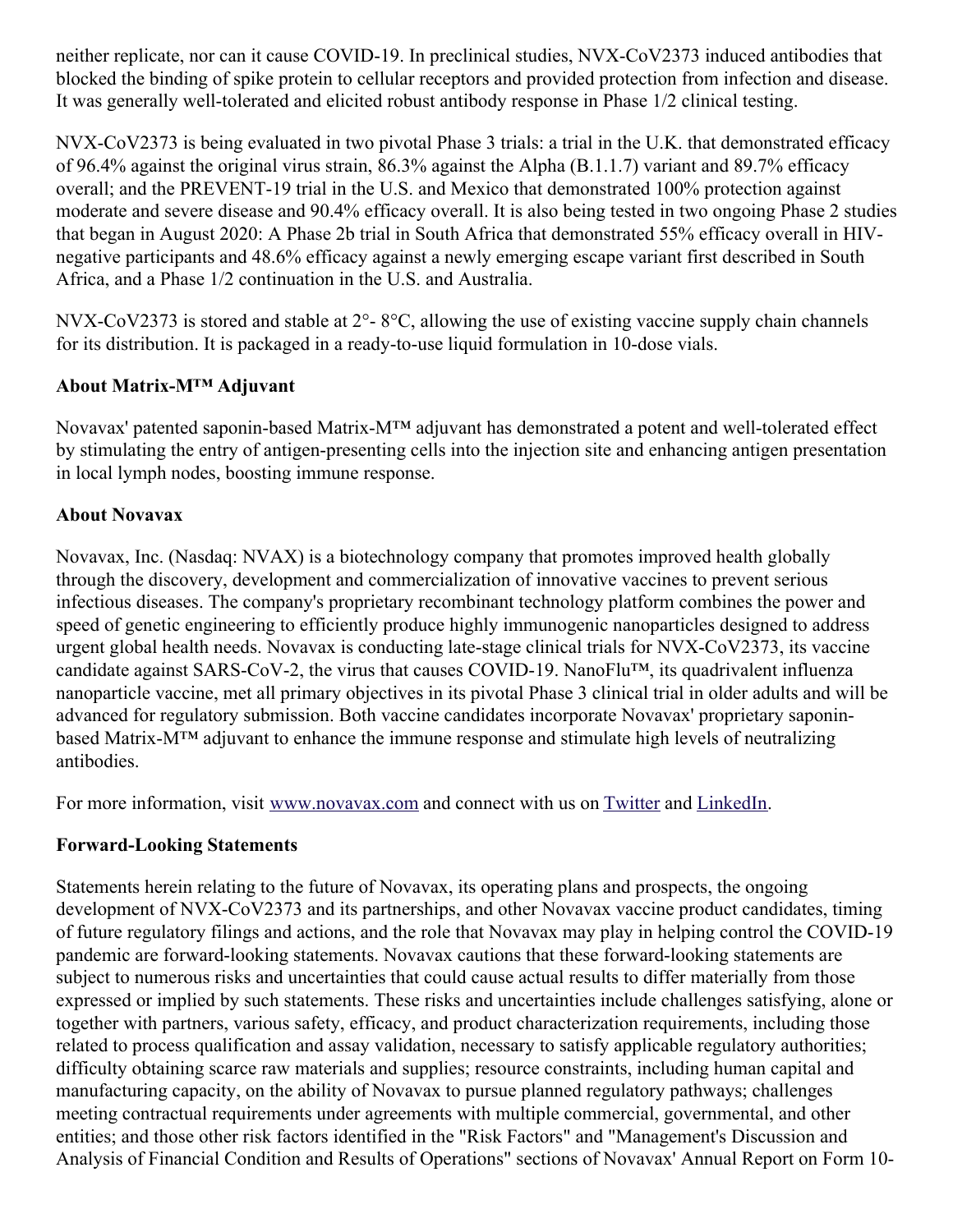neither replicate, nor can it cause COVID-19. In preclinical studies, NVX-CoV2373 induced antibodies that blocked the binding of spike protein to cellular receptors and provided protection from infection and disease. It was generally well-tolerated and elicited robust antibody response in Phase 1/2 clinical testing.

NVX-CoV2373 is being evaluated in two pivotal Phase 3 trials: a trial in the U.K. that demonstrated efficacy of 96.4% against the original virus strain, 86.3% against the Alpha (B.1.1.7) variant and 89.7% efficacy overall; and the PREVENT-19 trial in the U.S. and Mexico that demonstrated 100% protection against moderate and severe disease and 90.4% efficacy overall. It is also being tested in two ongoing Phase 2 studies that began in August 2020: A Phase 2b trial in South Africa that demonstrated 55% efficacy overall in HIV-negative participants and 48.6% efficacy against a newly emerging escape variant first described in South Africa, and a Phase 1/2 continuation in the U.S. and Australia.

NVX-CoV2373 is stored and stable at 2°- 8°C, allowing the use of existing vaccine supply chain channels for its distribution. It is packaged in a ready-to-use liquid formulation in 10-dose vials.

**About Matrix-M™ Adjuvant**

Novavax' patented saponin-based Matrix-M™ adjuvant has demonstrated a potent and well-tolerated effect by stimulating the entry of antigen-presenting cells into the injection site and enhancing antigen presentation in local lymph nodes, boosting immune response.

**About Novavax**

Novavax, Inc. (Nasdaq: NVAX) is a biotechnology company that promotes improved health globally through the discovery, development and commercialization of innovative vaccines to prevent serious infectious diseases. The company's proprietary recombinant technology platform combines the power and speed of genetic engineering to efficiently produce highly immunogenic nanoparticles designed to address urgent global health needs. Novavax is conducting late-stage clinical trials for NVX-CoV2373, its vaccine candidate against SARS-CoV-2, the virus that causes COVID-19. NanoFlu™, its quadrivalent influenza nanoparticle vaccine, met all primary objectives in its pivotal Phase 3 clinical trial in older adults and will be advanced for regulatory submission. Both vaccine candidates incorporate Novavax' proprietary saponin-based Matrix-M™ adjuvant to enhance the immune response and stimulate high levels of neutralizing antibodies.

For more information, visit www.novavax.com and connect with us on Twitter and LinkedIn.

**Forward-Looking Statements**

Statements herein relating to the future of Novavax, its operating plans and prospects, the ongoing development of NVX-CoV2373 and its partnerships, and other Novavax vaccine product candidates, timing of future regulatory filings and actions, and the role that Novavax may play in helping control the COVID-19 pandemic are forward-looking statements. Novavax cautions that these forward-looking statements are subject to numerous risks and uncertainties that could cause actual results to differ materially from those expressed or implied by such statements. These risks and uncertainties include challenges satisfying, alone or together with partners, various safety, efficacy, and product characterization requirements, including those related to process qualification and assay validation, necessary to satisfy applicable regulatory authorities; difficulty obtaining scarce raw materials and supplies; resource constraints, including human capital and manufacturing capacity, on the ability of Novavax to pursue planned regulatory pathways; challenges meeting contractual requirements under agreements with multiple commercial, governmental, and other entities; and those other risk factors identified in the "Risk Factors" and "Management's Discussion and Analysis of Financial Condition and Results of Operations" sections of Novavax' Annual Report on Form 10-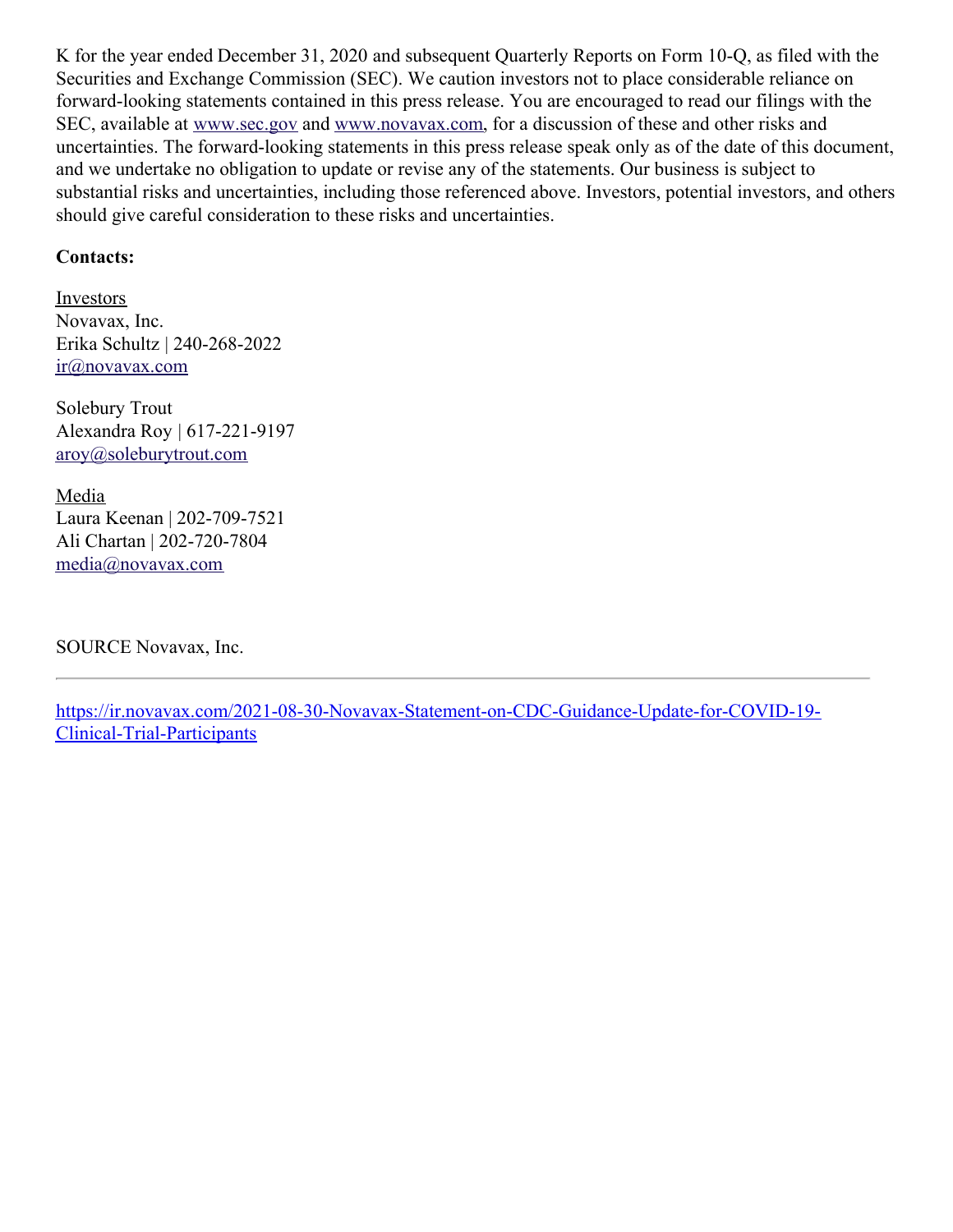K for the year ended December 31, 2020 and subsequent Quarterly Reports on Form 10-Q, as filed with the Securities and Exchange Commission (SEC). We caution investors not to place considerable reliance on forward-looking statements contained in this press release. You are encouraged to read our filings with the SEC, available at www.sec.gov and www.novavax.com, for a discussion of these and other risks and uncertainties. The forward-looking statements in this press release speak only as of the date of this document, and we undertake no obligation to update or revise any of the statements. Our business is subject to substantial risks and uncertainties, including those referenced above. Investors, potential investors, and others should give careful consideration to these risks and uncertainties.

**Contacts:**

Investors
Novavax, Inc.
Erika Schultz | 240-268-2022
ir@novavax.com

Solebury Trout
Alexandra Roy | 617-221-9197
aroy@soleburytrout.com

Media
Laura Keenan | 202-709-7521
Ali Chartan | 202-720-7804
media@novavax.com

SOURCE Novavax, Inc.

---

https://ir.novavax.com/2021-08-30-Novavax-Statement-on-CDC-Guidance-Update-for-COVID-19-Clinical-Trial-Participants